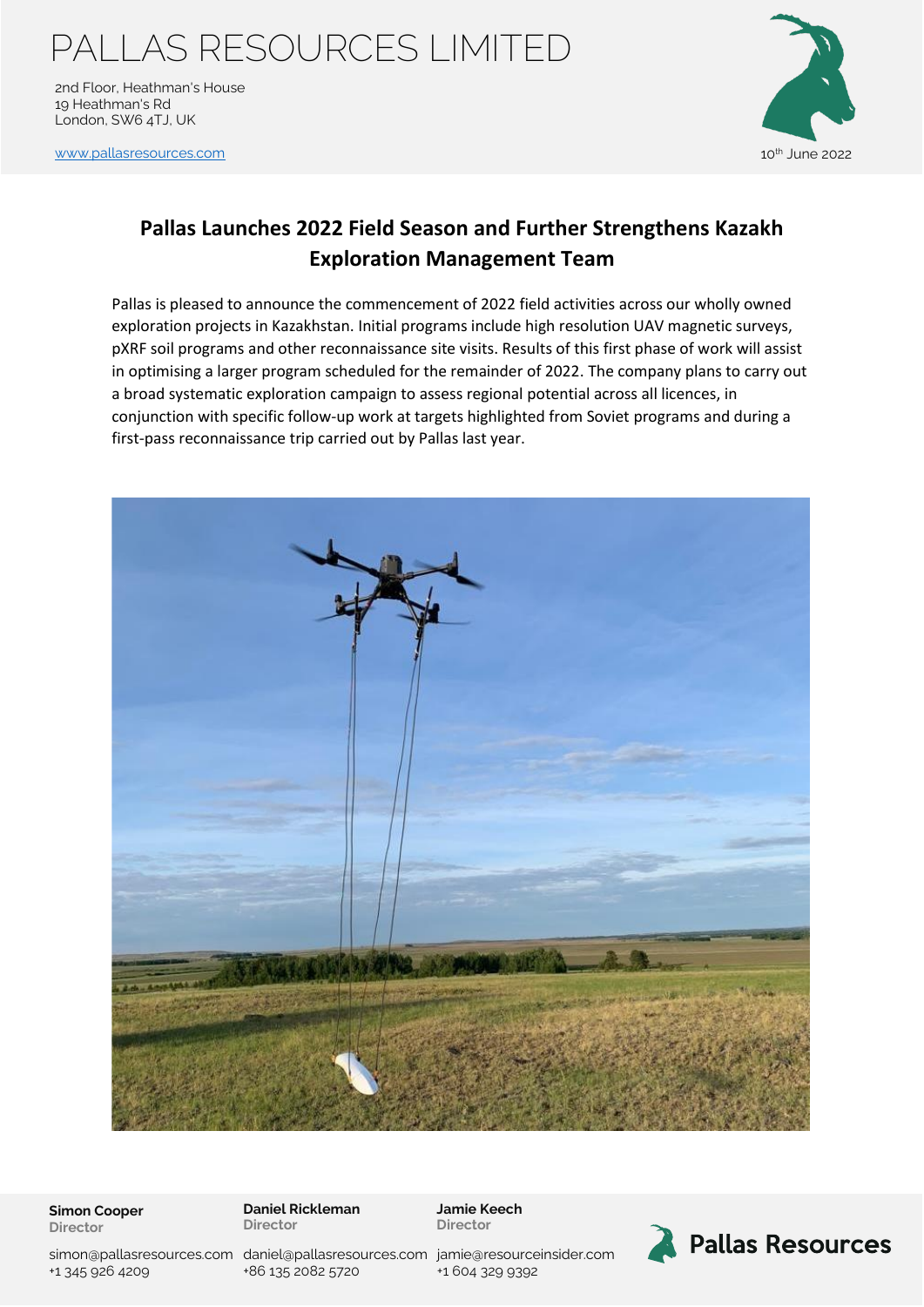# PALLAS RESOURCES LIMITED

2nd Floor, Heathman's House
19 Heathman's Rd
London, SW6 4TJ, UK

www.pallasresources.com

10th June 2022

## Pallas Launches 2022 Field Season and Further Strengthens Kazakh Exploration Management Team

Pallas is pleased to announce the commencement of 2022 field activities across our wholly owned exploration projects in Kazakhstan. Initial programs include high resolution UAV magnetic surveys, pXRF soil programs and other reconnaissance site visits. Results of this first phase of work will assist in optimising a larger program scheduled for the remainder of 2022. The company plans to carry out a broad systematic exploration campaign to assess regional potential across all licences, in conjunction with specific follow-up work at targets highlighted from Soviet programs and during a first-pass reconnaissance trip carried out by Pallas last year.

**Simon Cooper**
Director
simon@pallasresources.com
+1 345 926 4209

**Daniel Rickleman**
Director
daniel@pallasresources.com
+86 135 2082 5720

**Jamie Keech**
Director
jamie@resourceinsider.com
+1 604 329 9392

Pallas Resources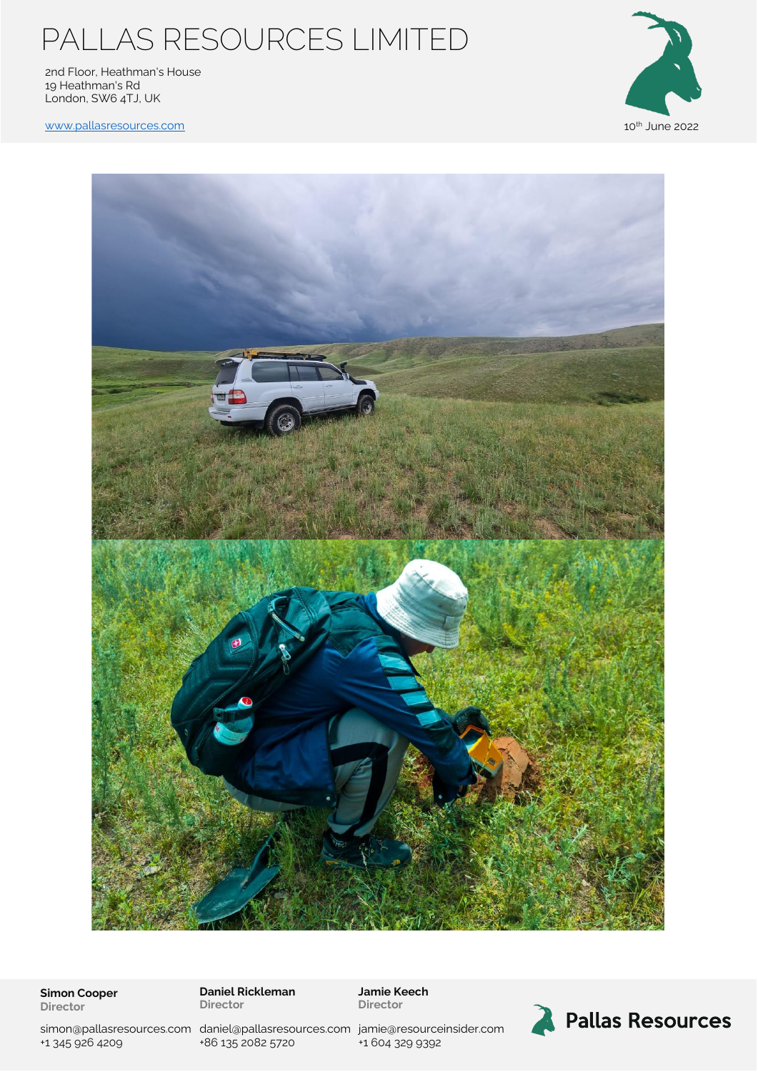# PALLAS RESOURCES LIMITED

2nd Floor, Heathman's House
19 Heathman's Rd
London, SW6 4TJ, UK

www.pallasresources.com

10th June 2022

**Simon Cooper**
**Director**
simon@pallasresources.com
+1 345 926 4209

**Daniel Rickleman**
**Director**
daniel@pallasresources.com
+86 135 2082 5720

**Jamie Keech**
**Director**
jamie@resourceinsider.com
+1 604 329 9392

Pallas Resources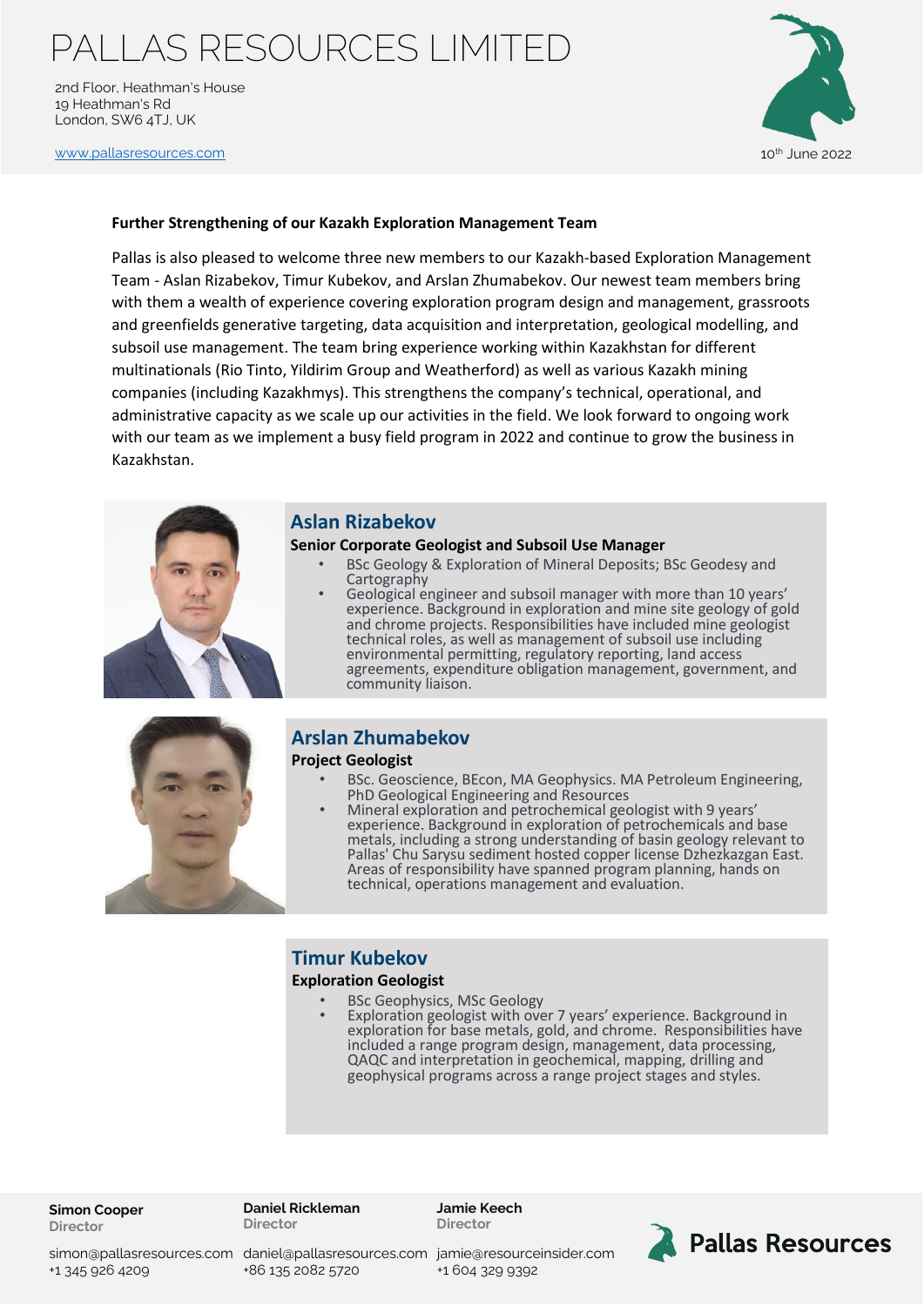**Further Strengthening of our Kazakh Exploration Management Team**

Pallas is also pleased to welcome three new members to our Kazakh-based Exploration Management Team - Aslan Rizabekov, Timur Kubekov, and Arslan Zhumabekov. Our newest team members bring with them a wealth of experience covering exploration program design and management, grassroots and greenfields generative targeting, data acquisition and interpretation, geological modelling, and subsoil use management. The team bring experience working within Kazakhstan for different multinationals (Rio Tinto, Yildirim Group and Weatherford) as well as various Kazakh mining companies (including Kazakhmys). This strengthens the company's technical, operational, and administrative capacity as we scale up our activities in the field. We look forward to ongoing work with our team as we implement a busy field program in 2022 and continue to grow the business in Kazakhstan.

## Aslan Rizabekov

**Senior Corporate Geologist and Subsoil Use Manager**

- BSc Geology & Exploration of Mineral Deposits; BSc Geodesy and Cartography
- Geological engineer and subsoil manager with more than 10 years' experience. Background in exploration and mine site geology of gold and chrome projects. Responsibilities have included mine geologist technical roles, as well as management of subsoil use including environmental permitting, regulatory reporting, land access agreements, expenditure obligation management, government, and community liaison.

## Arslan Zhumabekov

**Project Geologist**

- BSc. Geoscience, BEcon, MA Geophysics. MA Petroleum Engineering, PhD Geological Engineering and Resources
- Mineral exploration and petrochemical geologist with 9 years' experience. Background in exploration of petrochemicals and base metals, including a strong understanding of basin geology relevant to Pallas' Chu Sarysu sediment hosted copper license Dzhezkazgan East. Areas of responsibility have spanned program planning, hands on technical, operations management and evaluation.

## Timur Kubekov

**Exploration Geologist**

- BSc Geophysics, MSc Geology
- Exploration geologist with over 7 years' experience. Background in exploration for base metals, gold, and chrome. Responsibilities have included a range program design, management, data processing, QAQC and interpretation in geochemical, mapping, drilling and geophysical programs across a range project stages and styles.